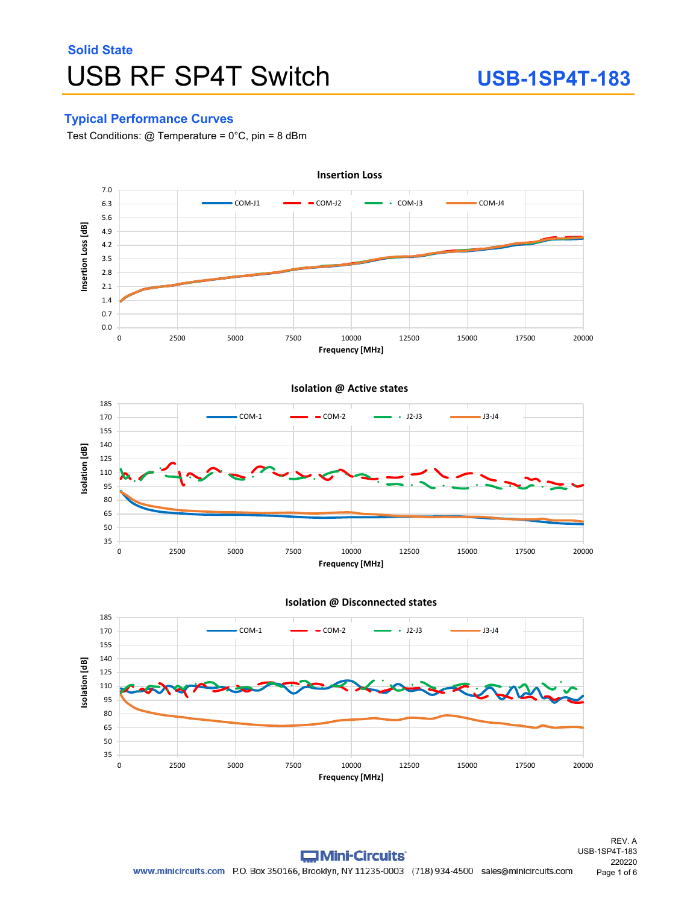Solid State

# USB RF SP4T Switch

## USB-1SP4T-183

### Typical Performance Curves

Test Conditions: @ Temperature = 0°C, pin = 8 dBm

**Insertion Loss**

Insertion Loss [dB] vs. Frequency [MHz] (0–20000 MHz, 0.0–7.0 dB)

Legend: COM-J1, COM-J2, COM-J3, COM-J4

**Isolation @ Active states**

Isolation [dB] vs. Frequency [MHz] (0–20000 MHz, 35–185 dB)

Legend: COM-1, COM-2, J2-J3, J3-J4

**Isolation @ Disconnected states**

Isolation [dB] vs. Frequency [MHz] (0–20000 MHz, 35–185 dB)

Legend: COM-1, COM-2, J2-J3, J3-J4

Mini-Circuits

www.minicircuits.com P.O. Box 350166, Brooklyn, NY 11235-0003 (718) 934-4500 sales@minicircuits.com

REV. A
USB-1SP4T-183
220220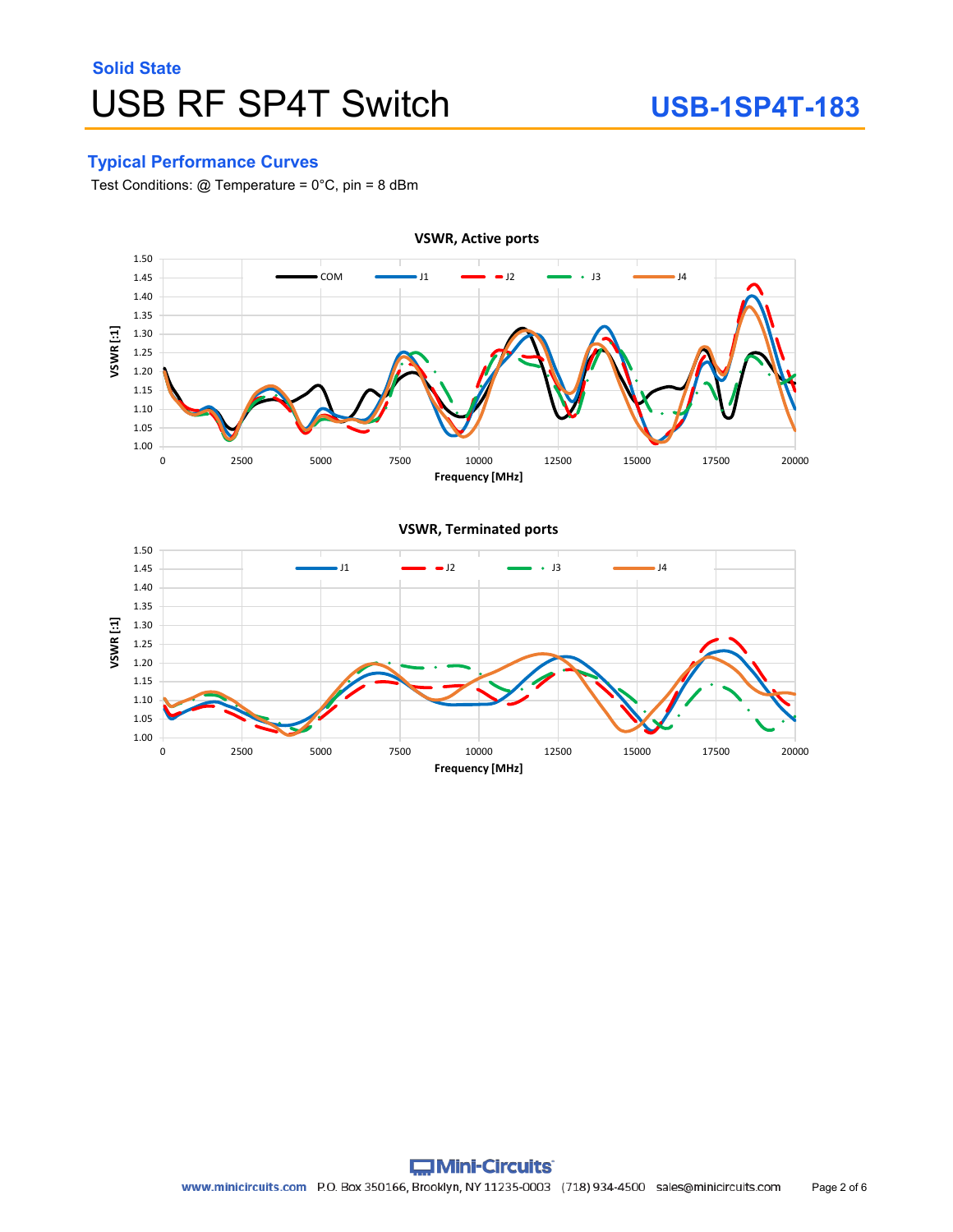Solid State

# USB RF SP4T Switch

**USB-1SP4T-183**

## Typical Performance Curves

Test Conditions: @ Temperature = 0°C, pin = 8 dBm

VSWR, Active ports

VSWR, Terminated ports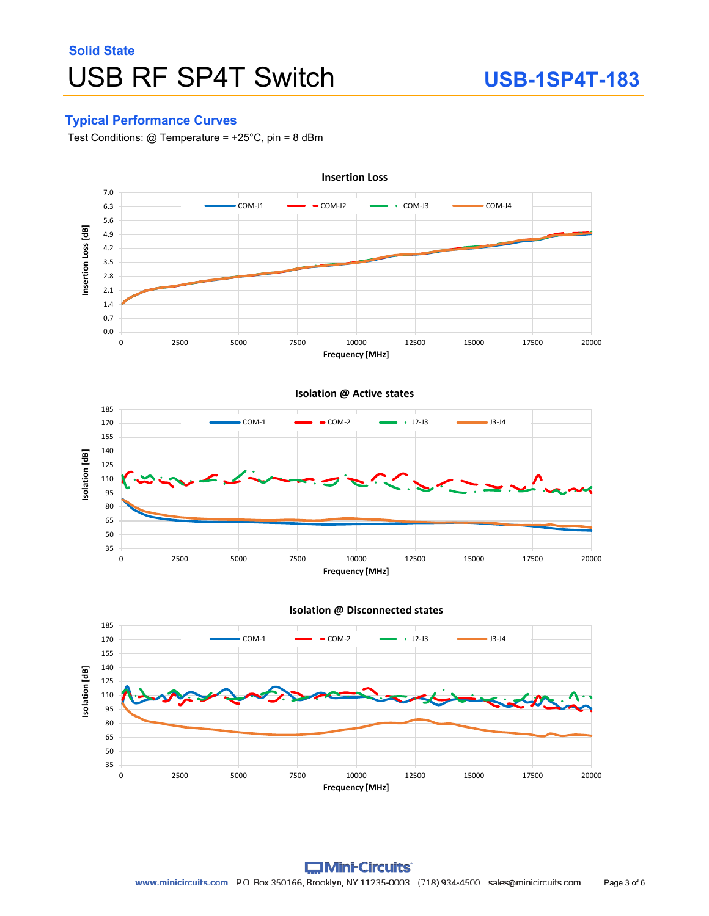**Solid State**

# USB RF SP4T Switch

## USB-1SP4T-183

### Typical Performance Curves

Test Conditions: @ Temperature = +25°C, pin = 8 dBm

**Insertion Loss**

Insertion Loss [dB] vs. Frequency [MHz]

Legend: COM-J1, COM-J2, COM-J3, COM-J4

**Isolation @ Active states**

Isolation [dB] vs. Frequency [MHz]

Legend: COM-1, COM-2, J2-J3, J3-J4

**Isolation @ Disconnected states**

Isolation [dB] vs. Frequency [MHz]

Legend: COM-1, COM-2, J2-J3, J3-J4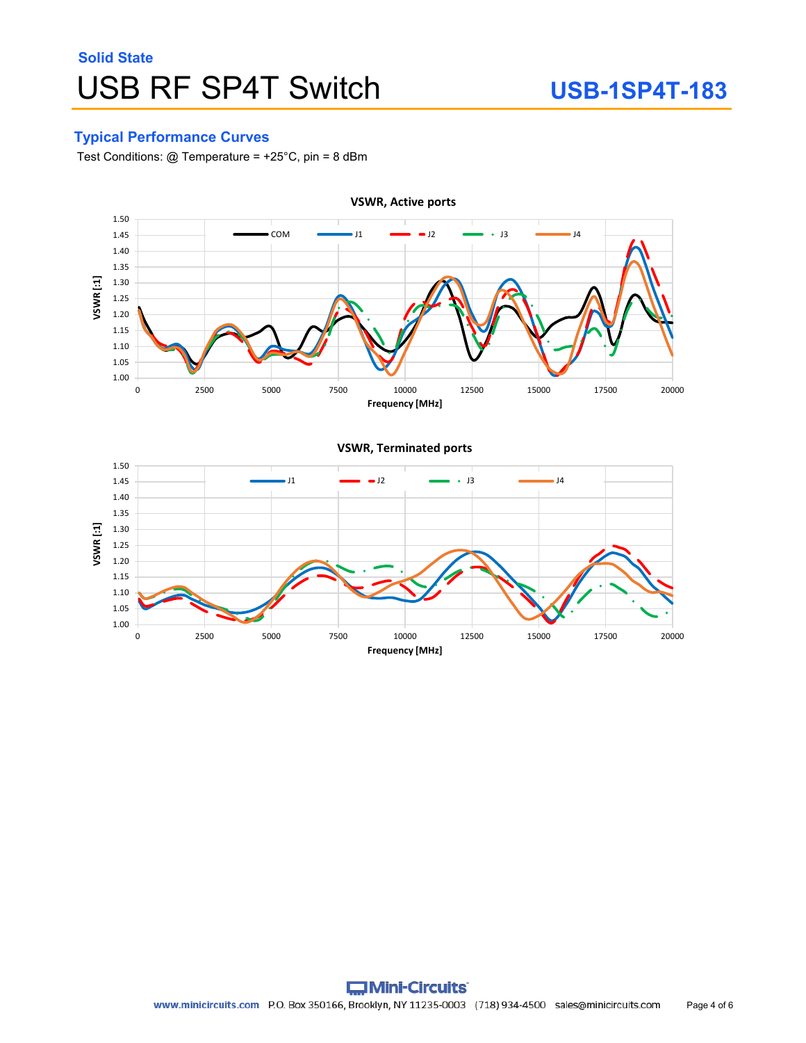## Typical Performance Curves

Test Conditions: @ Temperature = +25°C, pin = 8 dBm

**VSWR, Active ports**

VSWR [:1] vs. Frequency [MHz] — COM, J1, J2, J3, J4

**VSWR, Terminated ports**

VSWR [:1] vs. Frequency [MHz] — J1, J2, J3, J4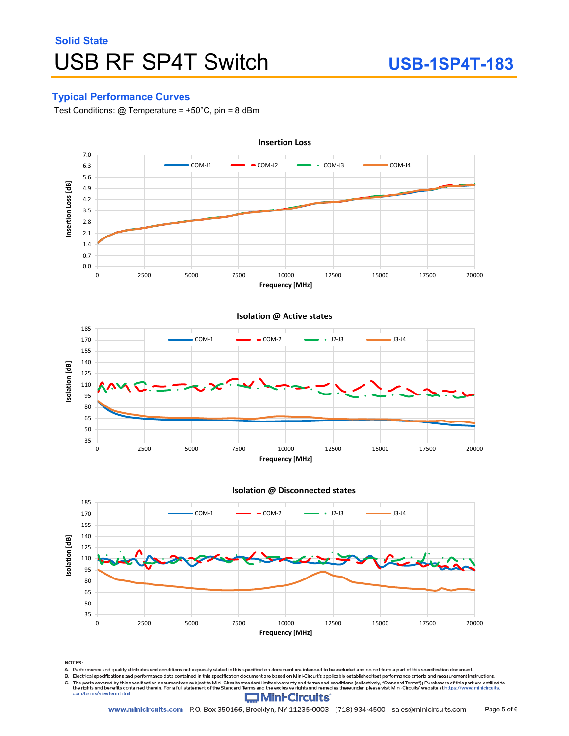## Typical Performance Curves

Test Conditions: @ Temperature = +50°C, pin = 8 dBm

**Insertion Loss**

Insertion Loss [dB]: 0.0, 0.7, 1.4, 2.1, 2.8, 3.5, 4.2, 4.9, 5.6, 6.3, 7.0

Legend: COM-J1, COM-J2, COM-J3, COM-J4

Frequency [MHz]: 0, 2500, 5000, 7500, 10000, 12500, 15000, 17500, 20000

**Isolation @ Active states**

Isolation [dB]: 35, 50, 65, 80, 95, 110, 125, 140, 155, 170, 185

Legend: COM-1, COM-2, J2-J3, J3-J4

Frequency [MHz]: 0, 2500, 5000, 7500, 10000, 12500, 15000, 17500, 20000

**Isolation @ Disconnected states**

Isolation [dB]: 35, 50, 65, 80, 95, 110, 125, 140, 155, 170, 185

Legend: COM-1, COM-2, J2-J3, J3-J4

Frequency [MHz]: 0, 2500, 5000, 7500, 10000, 12500, 15000, 17500, 20000

**NOTES:**

A. Performance and quality attributes and conditions not expressly stated in this specification document are intended to be excluded and do not form a part of this specification document.
B. Electrical specifications and performance data contained in this specification document are based on Mini-Circuit's applicable established test performance criteria and measurement instructions.
C. The parts covered by this specification document are subject to Mini-Circuits standard limited warranty and terms and conditions (collectively, "Standard Terms"); Purchasers of this part are entitled to the rights and benefits contained therein. For a full statement of the Standard Terms and the exclusive rights and remedies thereunder, please visit Mini-Circuits' website at https://www.minicircuits.com/terms/viewterm.html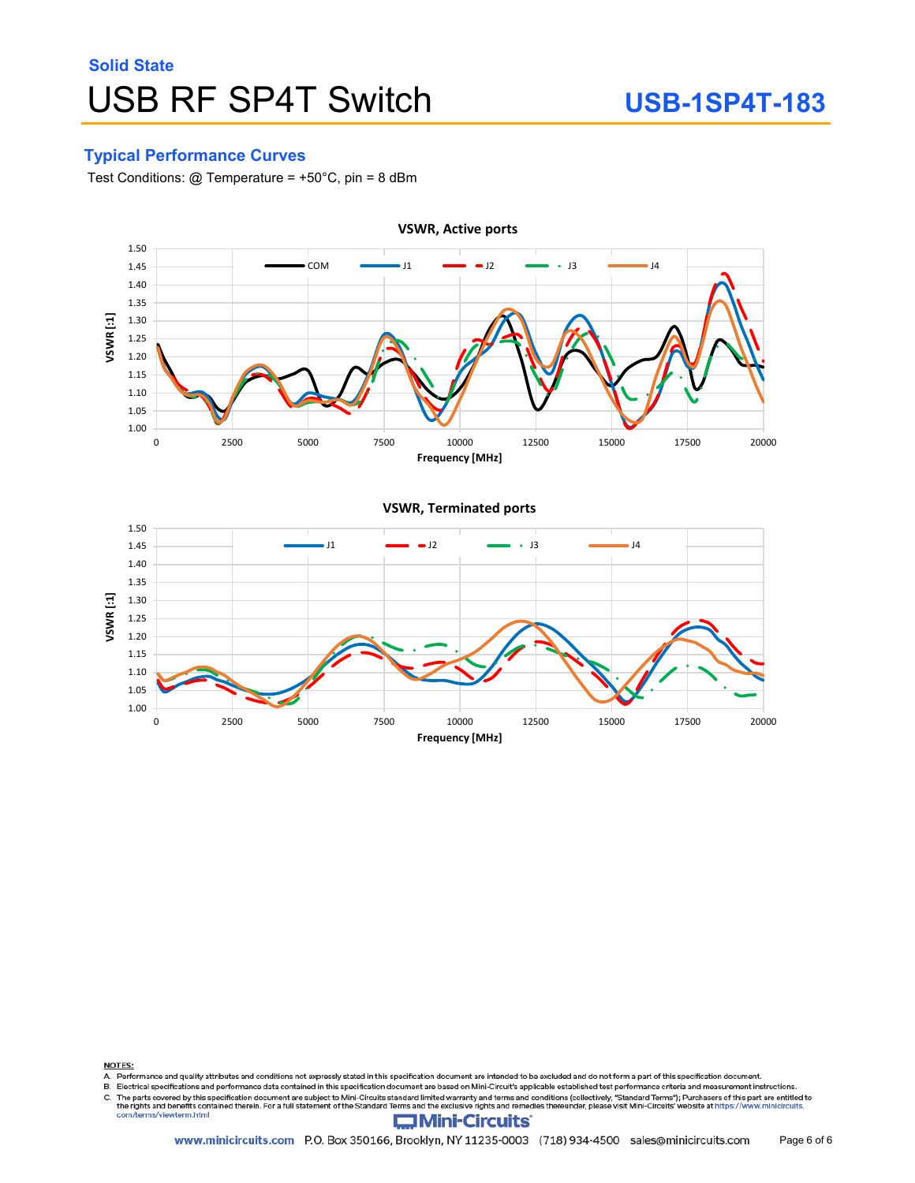Solid State

# USB RF SP4T Switch

**USB-1SP4T-183**

## Typical Performance Curves

Test Conditions: @ Temperature = +50°C, pin = 8 dBm

VSWR, Active ports

COM J1 J2 J3 J4

VSWR [:1]

1.50
1.45
1.40
1.35
1.30
1.25
1.20
1.15
1.10
1.05
1.00

0 2500 5000 7500 10000 12500 15000 17500 20000

Frequency [MHz]

VSWR, Terminated ports

J1 J2 J3 J4

VSWR [:1]

1.50
1.45
1.40
1.35
1.30
1.25
1.20
1.15
1.10
1.05
1.00

0 2500 5000 7500 10000 12500 15000 17500 20000

Frequency [MHz]

**NOTES:**

A. Performance and quality attributes and conditions not expressly stated in this specification document are intended to be excluded and do not form a part of this specification document.
B. Electrical specifications and performance data contained in this specification document are based on Mini-Circuit's applicable established test performance criteria and measurement instructions.
C. The parts covered by this specification document are subject to Mini-Circuits standard limited warranty and terms and conditions (collectively, "Standard Terms"); Purchasers of this part are entitled to the rights and benefits contained therein. For a full statement of the Standard Terms and the exclusive rights and remedies thereunder, please visit Mini-Circuits' website at https://www.minicircuits.com/terms/viewterm.html

Mini-Circuits®

www.minicircuits.com P.O. Box 350166, Brooklyn, NY 11235-0003 (718) 934-4500 sales@minicircuits.com